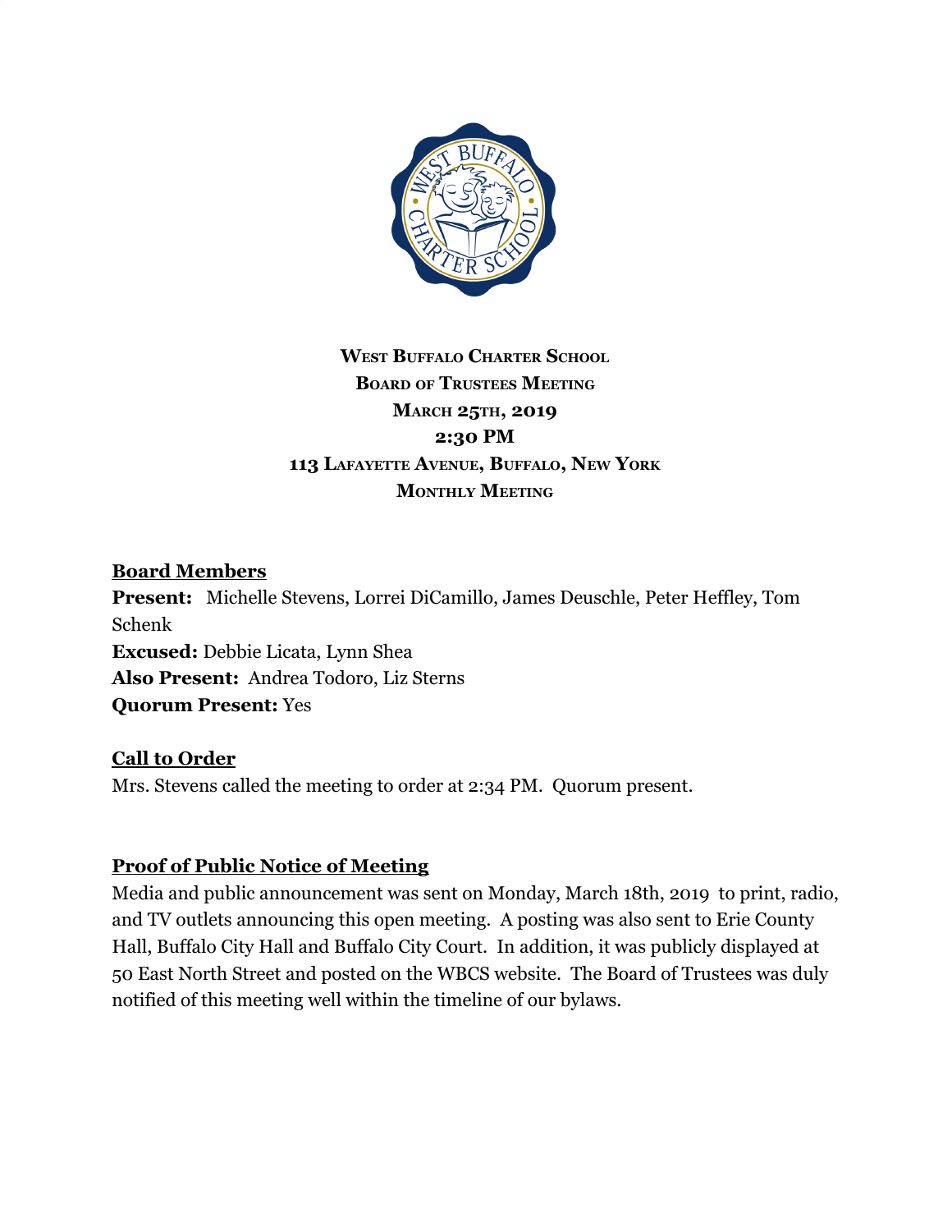**West Buffalo Charter School**
**Board of Trustees Meeting**
**March 25th, 2019**
**2:30 PM**
**113 Lafayette Avenue, Buffalo, New York**
**Monthly Meeting**

## Board Members

**Present:** Michelle Stevens, Lorrei DiCamillo, James Deuschle, Peter Heffley, Tom Schenk
**Excused:** Debbie Licata, Lynn Shea
**Also Present:** Andrea Todoro, Liz Sterns
**Quorum Present:** Yes

## Call to Order

Mrs. Stevens called the meeting to order at 2:34 PM. Quorum present.

## Proof of Public Notice of Meeting

Media and public announcement was sent on Monday, March 18th, 2019 to print, radio, and TV outlets announcing this open meeting. A posting was also sent to Erie County Hall, Buffalo City Hall and Buffalo City Court. In addition, it was publicly displayed at 50 East North Street and posted on the WBCS website. The Board of Trustees was duly notified of this meeting well within the timeline of our bylaws.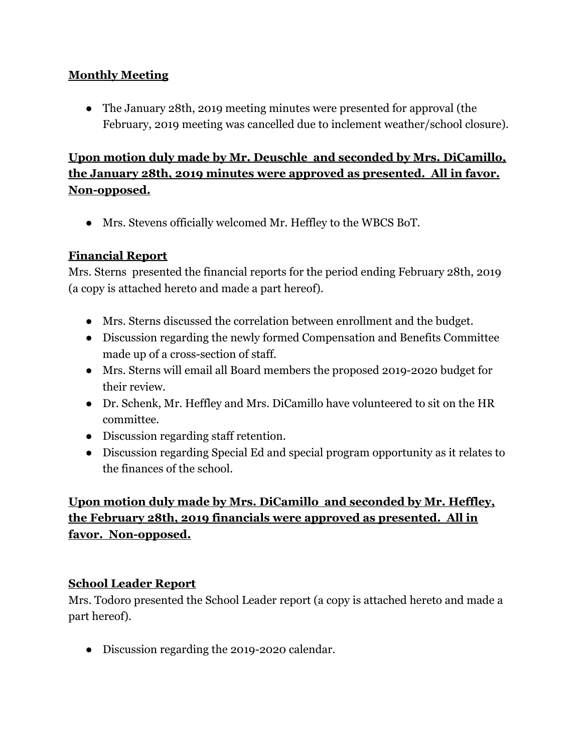**<u>Monthly Meeting</u>**

- The January 28th, 2019 meeting minutes were presented for approval (the February, 2019 meeting was cancelled due to inclement weather/school closure).

**<u>Upon motion duly made by Mr. Deuschle and seconded by Mrs. DiCamillo, the January 28th, 2019 minutes were approved as presented. All in favor. Non-opposed.</u>**

- Mrs. Stevens officially welcomed Mr. Heffley to the WBCS BoT.

**<u>Financial Report</u>**

Mrs. Sterns presented the financial reports for the period ending February 28th, 2019 (a copy is attached hereto and made a part hereof).

- Mrs. Sterns discussed the correlation between enrollment and the budget.
- Discussion regarding the newly formed Compensation and Benefits Committee made up of a cross-section of staff.
- Mrs. Sterns will email all Board members the proposed 2019-2020 budget for their review.
- Dr. Schenk, Mr. Heffley and Mrs. DiCamillo have volunteered to sit on the HR committee.
- Discussion regarding staff retention.
- Discussion regarding Special Ed and special program opportunity as it relates to the finances of the school.

**<u>Upon motion duly made by Mrs. DiCamillo and seconded by Mr. Heffley, the February 28th, 2019 financials were approved as presented. All in favor. Non-opposed.</u>**

**<u>School Leader Report</u>**

Mrs. Todoro presented the School Leader report (a copy is attached hereto and made a part hereof).

- Discussion regarding the 2019-2020 calendar.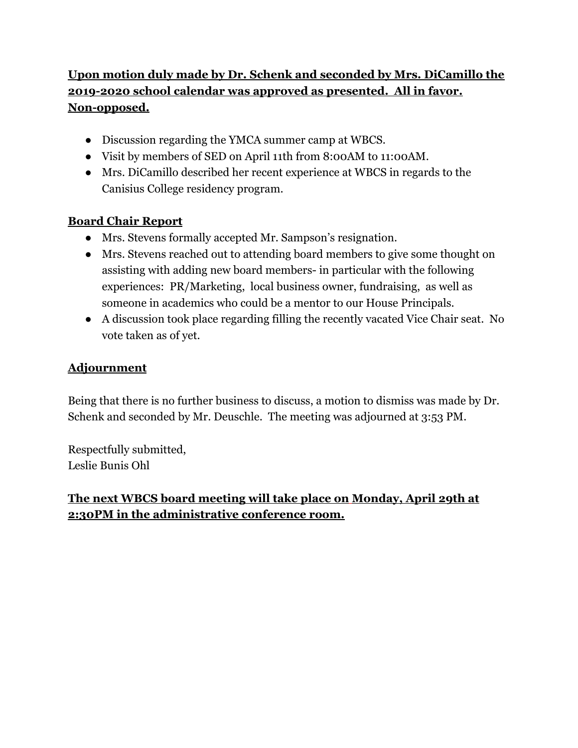**Upon motion duly made by Dr. Schenk and seconded by Mrs. DiCamillo the 2019-2020 school calendar was approved as presented. All in favor. Non-opposed.**

- Discussion regarding the YMCA summer camp at WBCS.
- Visit by members of SED on April 11th from 8:00AM to 11:00AM.
- Mrs. DiCamillo described her recent experience at WBCS in regards to the Canisius College residency program.

## Board Chair Report

- Mrs. Stevens formally accepted Mr. Sampson's resignation.
- Mrs. Stevens reached out to attending board members to give some thought on assisting with adding new board members- in particular with the following experiences: PR/Marketing, local business owner, fundraising, as well as someone in academics who could be a mentor to our House Principals.
- A discussion took place regarding filling the recently vacated Vice Chair seat. No vote taken as of yet.

## Adjournment

Being that there is no further business to discuss, a motion to dismiss was made by Dr. Schenk and seconded by Mr. Deuschle. The meeting was adjourned at 3:53 PM.

Respectfully submitted,
Leslie Bunis Ohl

**The next WBCS board meeting will take place on Monday, April 29th at 2:30PM in the administrative conference room.**